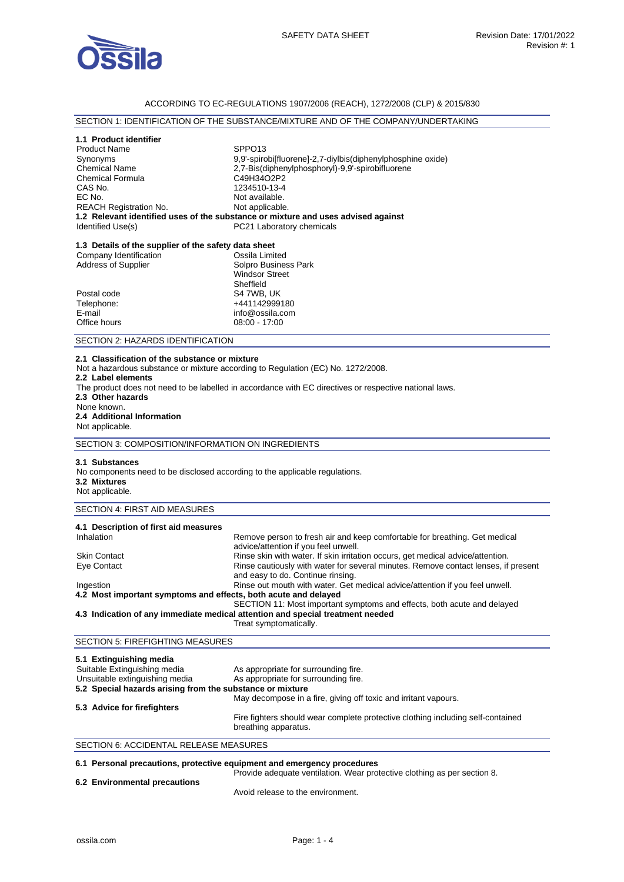SAFETY DATA SHEET

Revision Date: 17/01/2022
Revision #: 1

ACCORDING TO EC-REGULATIONS 1907/2006 (REACH), 1272/2008 (CLP) & 2015/830

## SECTION 1: IDENTIFICATION OF THE SUBSTANCE/MIXTURE AND OF THE COMPANY/UNDERTAKING

### 1.1 Product identifier

| | |
|---|---|
| Product Name | SPPO13 |
| Synonyms | 9,9'-spirobi[fluorene]-2,7-diylbis(diphenylphosphine oxide) |
| Chemical Name | 2,7-Bis(diphenylphosphoryl)-9,9'-spirobifluorene |
| Chemical Formula | $C_{49}H_{34}O_2P_2$ |
| CAS No. | 1234510-13-4 |
| EC No. | Not available. |
| REACH Registration No. | Not applicable. |

### 1.2 Relevant identified uses of the substance or mixture and uses advised against

| | |
|---|---|
| Identified Use(s) | PC21 Laboratory chemicals |

### 1.3 Details of the supplier of the safety data sheet

| | |
|---|---|
| Company Identification | Ossila Limited |
| Address of Supplier | Solpro Business Park<br>Windsor Street<br>Sheffield |
| Postal code | S4 7WB, UK |
| Telephone: | +441142999180 |
| E-mail | info@ossila.com |
| Office hours | 08:00 - 17:00 |

## SECTION 2: HAZARDS IDENTIFICATION

### 2.1 Classification of the substance or mixture

Not a hazardous substance or mixture according to Regulation (EC) No. 1272/2008.

### 2.2 Label elements

The product does not need to be labelled in accordance with EC directives or respective national laws.

### 2.3 Other hazards

None known.

### 2.4 Additional Information

Not applicable.

## SECTION 3: COMPOSITION/INFORMATION ON INGREDIENTS

### 3.1 Substances

No components need to be disclosed according to the applicable regulations.

### 3.2 Mixtures

Not applicable.

## SECTION 4: FIRST AID MEASURES

### 4.1 Description of first aid measures

| | |
|---|---|
| Inhalation | Remove person to fresh air and keep comfortable for breathing. Get medical advice/attention if you feel unwell. |
| Skin Contact | Rinse skin with water. If skin irritation occurs, get medical advice/attention. |
| Eye Contact | Rinse cautiously with water for several minutes. Remove contact lenses, if present and easy to do. Continue rinsing. |
| Ingestion | Rinse out mouth with water. Get medical advice/attention if you feel unwell. |

### 4.2 Most important symptoms and effects, both acute and delayed

SECTION 11: Most important symptoms and effects, both acute and delayed

### 4.3 Indication of any immediate medical attention and special treatment needed

Treat symptomatically.

## SECTION 5: FIREFIGHTING MEASURES

### 5.1 Extinguishing media

| | |
|---|---|
| Suitable Extinguishing media | As appropriate for surrounding fire. |
| Unsuitable extinguishing media | As appropriate for surrounding fire. |

### 5.2 Special hazards arising from the substance or mixture

May decompose in a fire, giving off toxic and irritant vapours.

### 5.3 Advice for firefighters

Fire fighters should wear complete protective clothing including self-contained breathing apparatus.

## SECTION 6: ACCIDENTAL RELEASE MEASURES

### 6.1 Personal precautions, protective equipment and emergency procedures

Provide adequate ventilation. Wear protective clothing as per section 8.

### 6.2 Environmental precautions

Avoid release to the environment.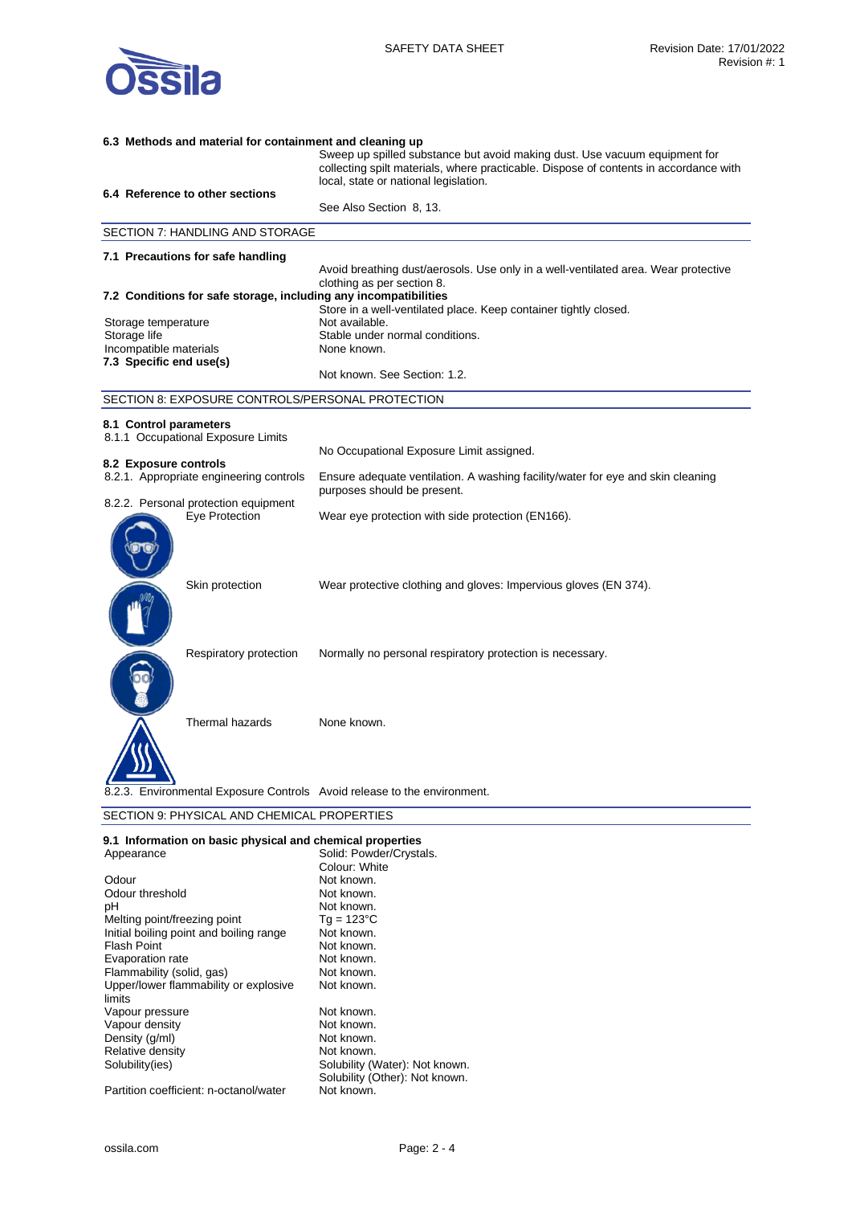### 6.3 Methods and material for containment and cleaning up

Sweep up spilled substance but avoid making dust. Use vacuum equipment for collecting spilt materials, where practicable. Dispose of contents in accordance with local, state or national legislation.

### 6.4 Reference to other sections

See Also Section 8, 13.

## SECTION 7: HANDLING AND STORAGE

### 7.1 Precautions for safe handling

Avoid breathing dust/aerosols. Use only in a well-ventilated area. Wear protective clothing as per section 8.

### 7.2 Conditions for safe storage, including any incompatibilities

Store in a well-ventilated place. Keep container tightly closed.

| | |
|---|---|
| Storage temperature | Not available. |
| Storage life | Stable under normal conditions. |
| Incompatible materials | None known. |

### 7.3 Specific end use(s)

Not known. See Section: 1.2.

## SECTION 8: EXPOSURE CONTROLS/PERSONAL PROTECTION

### 8.1 Control parameters

8.1.1 Occupational Exposure Limits

No Occupational Exposure Limit assigned.

### 8.2 Exposure controls

| | |
|---|---|
| 8.2.1. Appropriate engineering controls | Ensure adequate ventilation. A washing facility/water for eye and skin cleaning purposes should be present. |
| 8.2.2. Personal protection equipment | |
| Eye Protection | Wear eye protection with side protection (EN166). |
| Skin protection | Wear protective clothing and gloves: Impervious gloves (EN 374). |
| Respiratory protection | Normally no personal respiratory protection is necessary. |
| Thermal hazards | None known. |
| 8.2.3. Environmental Exposure Controls | Avoid release to the environment. |

## SECTION 9: PHYSICAL AND CHEMICAL PROPERTIES

### 9.1 Information on basic physical and chemical properties

| | |
|---|---|
| Appearance | Solid: Powder/Crystals. Colour: White |
| Odour | Not known. |
| Odour threshold | Not known. |
| pH | Not known. |
| Melting point/freezing point | Tg = 123°C |
| Initial boiling point and boiling range | Not known. |
| Flash Point | Not known. |
| Evaporation rate | Not known. |
| Flammability (solid, gas) | Not known. |
| Upper/lower flammability or explosive limits | Not known. |
| Vapour pressure | Not known. |
| Vapour density | Not known. |
| Density (g/ml) | Not known. |
| Relative density | Not known. |
| Solubility(ies) | Solubility (Water): Not known. Solubility (Other): Not known. |
| Partition coefficient: n-octanol/water | Not known. |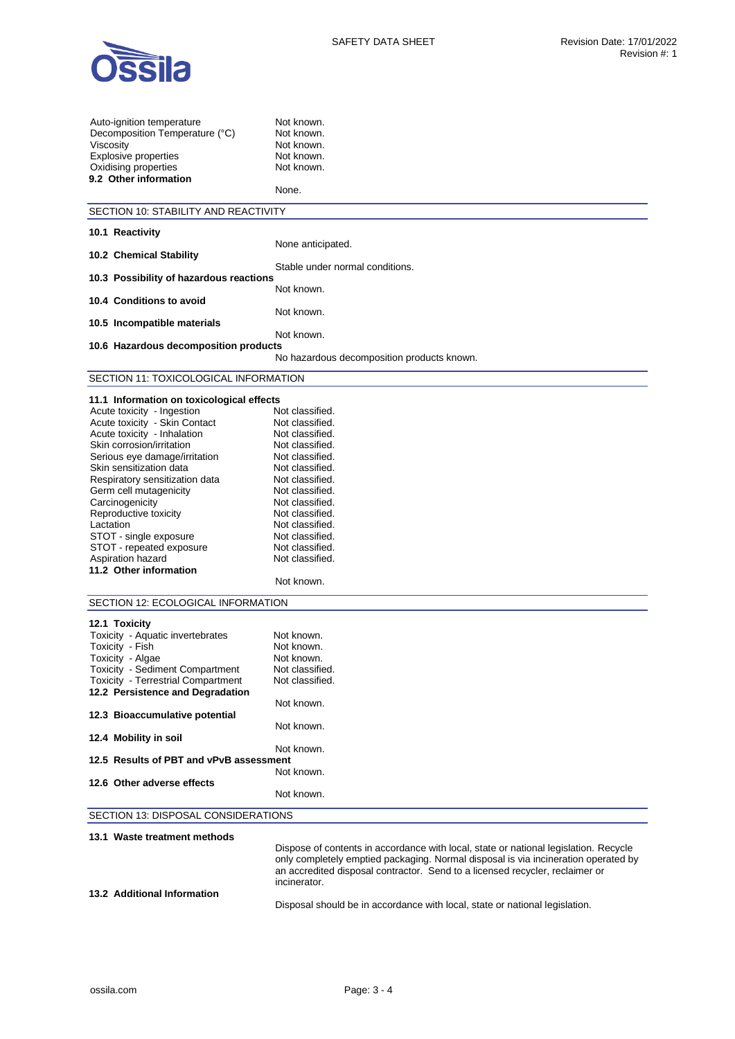| | |
|---|---|
| Auto-ignition temperature | Not known. |
| Decomposition Temperature (°C) | Not known. |
| Viscosity | Not known. |
| Explosive properties | Not known. |
| Oxidising properties | Not known. |

**9.2 Other information**

None.

## SECTION 10: STABILITY AND REACTIVITY

**10.1 Reactivity**

None anticipated.

**10.2 Chemical Stability**

Stable under normal conditions.

**10.3 Possibility of hazardous reactions**

Not known.

**10.4 Conditions to avoid**

Not known.

**10.5 Incompatible materials**

Not known.

**10.6 Hazardous decomposition products**

No hazardous decomposition products known.

## SECTION 11: TOXICOLOGICAL INFORMATION

**11.1 Information on toxicological effects**

| | |
|---|---|
| Acute toxicity - Ingestion | Not classified. |
| Acute toxicity - Skin Contact | Not classified. |
| Acute toxicity - Inhalation | Not classified. |
| Skin corrosion/irritation | Not classified. |
| Serious eye damage/irritation | Not classified. |
| Skin sensitization data | Not classified. |
| Respiratory sensitization data | Not classified. |
| Germ cell mutagenicity | Not classified. |
| Carcinogenicity | Not classified. |
| Reproductive toxicity | Not classified. |
| Lactation | Not classified. |
| STOT - single exposure | Not classified. |
| STOT - repeated exposure | Not classified. |
| Aspiration hazard | Not classified. |

**11.2 Other information**

Not known.

## SECTION 12: ECOLOGICAL INFORMATION

**12.1 Toxicity**

| | |
|---|---|
| Toxicity - Aquatic invertebrates | Not known. |
| Toxicity - Fish | Not known. |
| Toxicity - Algae | Not known. |
| Toxicity - Sediment Compartment | Not classified. |
| Toxicity - Terrestrial Compartment | Not classified. |

**12.2 Persistence and Degradation**

Not known.

**12.3 Bioaccumulative potential**

Not known.

**12.4 Mobility in soil**

Not known.

**12.5 Results of PBT and vPvB assessment**

Not known.

**12.6 Other adverse effects**

Not known.

## SECTION 13: DISPOSAL CONSIDERATIONS

**13.1 Waste treatment methods**

Dispose of contents in accordance with local, state or national legislation. Recycle only completely emptied packaging. Normal disposal is via incineration operated by an accredited disposal contractor. Send to a licensed recycler, reclaimer or incinerator.

**13.2 Additional Information**

Disposal should be in accordance with local, state or national legislation.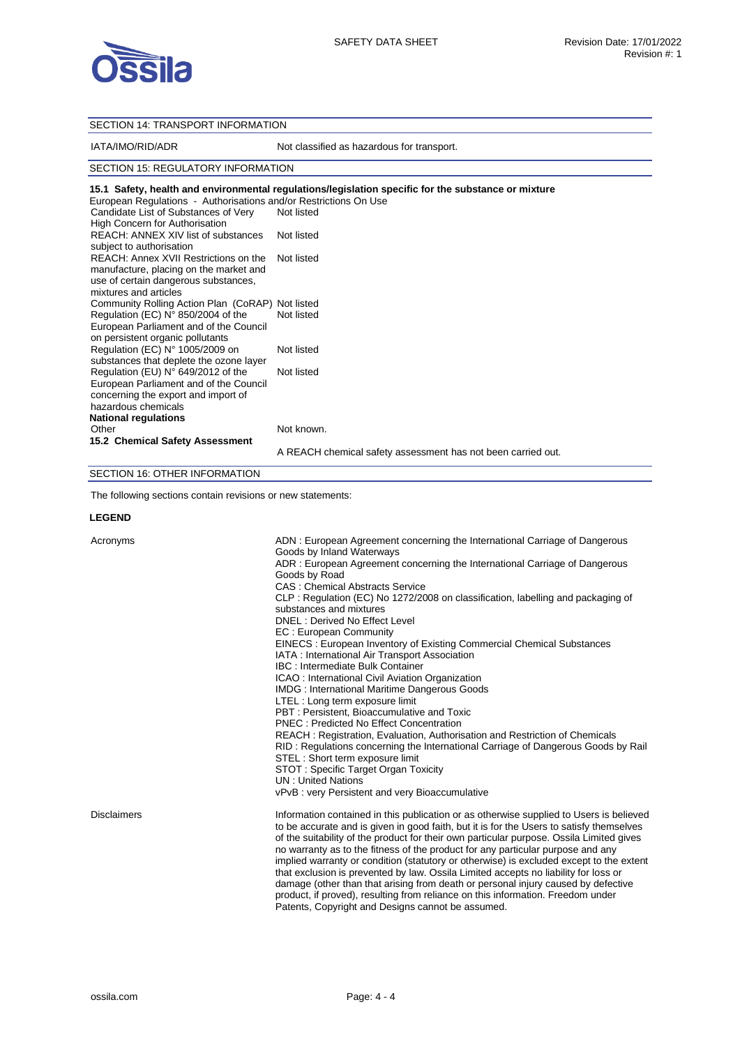## SECTION 14: TRANSPORT INFORMATION

| | |
|---|---|
| IATA/IMO/RID/ADR | Not classified as hazardous for transport. |

## SECTION 15: REGULATORY INFORMATION

**15.1 Safety, health and environmental regulations/legislation specific for the substance or mixture**

European Regulations - Authorisations and/or Restrictions On Use

| | |
|---|---|
| Candidate List of Substances of Very High Concern for Authorisation | Not listed |
| REACH: ANNEX XIV list of substances subject to authorisation | Not listed |
| REACH: Annex XVII Restrictions on the manufacture, placing on the market and use of certain dangerous substances, mixtures and articles | Not listed |
| Community Rolling Action Plan (CoRAP) | Not listed |
| Regulation (EC) N° 850/2004 of the European Parliament and of the Council on persistent organic pollutants | Not listed |
| Regulation (EC) N° 1005/2009 on substances that deplete the ozone layer | Not listed |
| Regulation (EU) N° 649/2012 of the European Parliament and of the Council concerning the export and import of hazardous chemicals | Not listed |

**National regulations**

| | |
|---|---|
| Other | Not known. |

**15.2 Chemical Safety Assessment**

A REACH chemical safety assessment has not been carried out.

## SECTION 16: OTHER INFORMATION

The following sections contain revisions or new statements:

**LEGEND**

Acronyms

- ADN : European Agreement concerning the International Carriage of Dangerous Goods by Inland Waterways
- ADR : European Agreement concerning the International Carriage of Dangerous Goods by Road
- CAS : Chemical Abstracts Service
- CLP : Regulation (EC) No 1272/2008 on classification, labelling and packaging of substances and mixtures
- DNEL : Derived No Effect Level
- EC : European Community
- EINECS : European Inventory of Existing Commercial Chemical Substances
- IATA : International Air Transport Association
- IBC : Intermediate Bulk Container
- ICAO : International Civil Aviation Organization
- IMDG : International Maritime Dangerous Goods
- LTEL : Long term exposure limit
- PBT : Persistent, Bioaccumulative and Toxic
- PNEC : Predicted No Effect Concentration
- REACH : Registration, Evaluation, Authorisation and Restriction of Chemicals
- RID : Regulations concerning the International Carriage of Dangerous Goods by Rail
- STEL : Short term exposure limit
- STOT : Specific Target Organ Toxicity
- UN : United Nations
- vPvB : very Persistent and very Bioaccumulative

Disclaimers

Information contained in this publication or as otherwise supplied to Users is believed to be accurate and is given in good faith, but it is for the Users to satisfy themselves of the suitability of the product for their own particular purpose. Ossila Limited gives no warranty as to the fitness of the product for any particular purpose and any implied warranty or condition (statutory or otherwise) is excluded except to the extent that exclusion is prevented by law. Ossila Limited accepts no liability for loss or damage (other than that arising from death or personal injury caused by defective product, if proved), resulting from reliance on this information. Freedom under Patents, Copyright and Designs cannot be assumed.